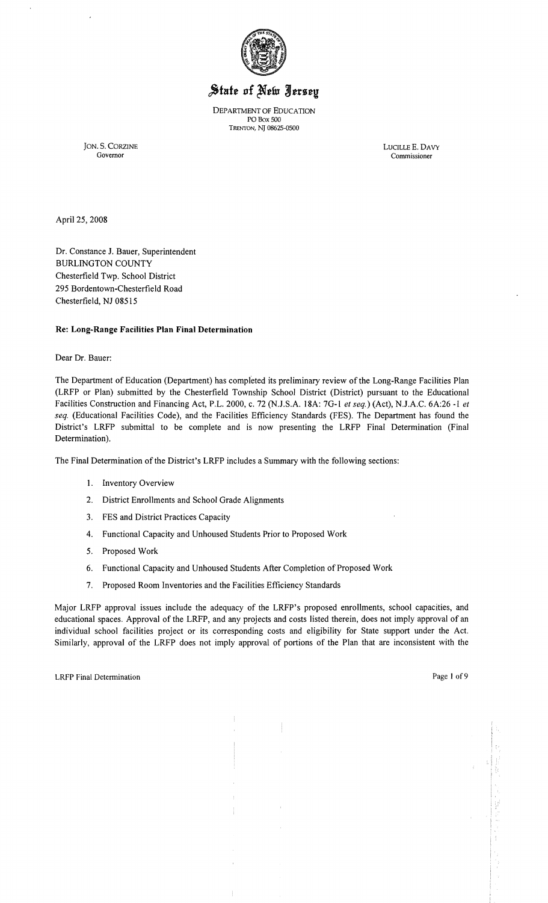# State of New Jersey

DEPARTMENT OF EDUCATION
PO Box 500
TRENTON, NJ 08625-0500

JON. S. CORZINE
Governor

LUCILLE E. DAVY
Commissioner

April 25, 2008

Dr. Constance J. Bauer, Superintendent
BURLINGTON COUNTY
Chesterfield Twp. School District
295 Bordentown-Chesterfield Road
Chesterfield, NJ 08515

**Re: Long-Range Facilities Plan Final Determination**

Dear Dr. Bauer:

The Department of Education (Department) has completed its preliminary review of the Long-Range Facilities Plan (LRFP or Plan) submitted by the Chesterfield Township School District (District) pursuant to the Educational Facilities Construction and Financing Act, P.L. 2000, c. 72 (N.J.S.A. 18A: 7G-1 *et seq.*) (Act), N.J.A.C. 6A:26 -1 *et seq.* (Educational Facilities Code), and the Facilities Efficiency Standards (FES). The Department has found the District's LRFP submittal to be complete and is now presenting the LRFP Final Determination (Final Determination).

The Final Determination of the District's LRFP includes a Summary with the following sections:

1. Inventory Overview
2. District Enrollments and School Grade Alignments
3. FES and District Practices Capacity
4. Functional Capacity and Unhoused Students Prior to Proposed Work
5. Proposed Work
6. Functional Capacity and Unhoused Students After Completion of Proposed Work
7. Proposed Room Inventories and the Facilities Efficiency Standards

Major LRFP approval issues include the adequacy of the LRFP's proposed enrollments, school capacities, and educational spaces. Approval of the LRFP, and any projects and costs listed therein, does not imply approval of an individual school facilities project or its corresponding costs and eligibility for State support under the Act. Similarly, approval of the LRFP does not imply approval of portions of the Plan that are inconsistent with the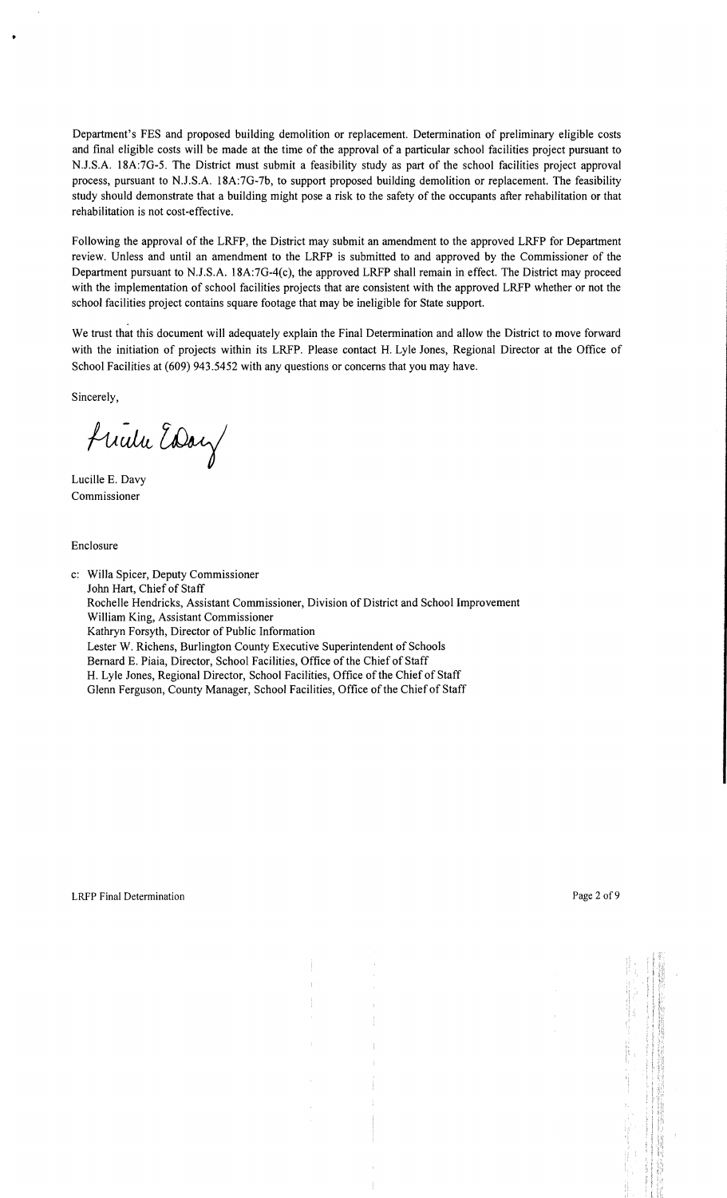Department's FES and proposed building demolition or replacement. Determination of preliminary eligible costs and final eligible costs will be made at the time of the approval of a particular school facilities project pursuant to N.J.S.A. 18A:7G-5. The District must submit a feasibility study as part of the school facilities project approval process, pursuant to N.J.S.A. 18A:7G-7b, to support proposed building demolition or replacement. The feasibility study should demonstrate that a building might pose a risk to the safety of the occupants after rehabilitation or that rehabilitation is not cost-effective.

Following the approval of the LRFP, the District may submit an amendment to the approved LRFP for Department review. Unless and until an amendment to the LRFP is submitted to and approved by the Commissioner of the Department pursuant to N.J.S.A. 18A:7G-4(c), the approved LRFP shall remain in effect. The District may proceed with the implementation of school facilities projects that are consistent with the approved LRFP whether or not the school facilities project contains square footage that may be ineligible for State support.

We trust that this document will adequately explain the Final Determination and allow the District to move forward with the initiation of projects within its LRFP. Please contact H. Lyle Jones, Regional Director at the Office of School Facilities at (609) 943.5452 with any questions or concerns that you may have.

Sincerely,

Lucille E. Davy
Commissioner

Enclosure

c: Willa Spicer, Deputy Commissioner
John Hart, Chief of Staff
Rochelle Hendricks, Assistant Commissioner, Division of District and School Improvement
William King, Assistant Commissioner
Kathryn Forsyth, Director of Public Information
Lester W. Richens, Burlington County Executive Superintendent of Schools
Bernard E. Piaia, Director, School Facilities, Office of the Chief of Staff
H. Lyle Jones, Regional Director, School Facilities, Office of the Chief of Staff
Glenn Ferguson, County Manager, School Facilities, Office of the Chief of Staff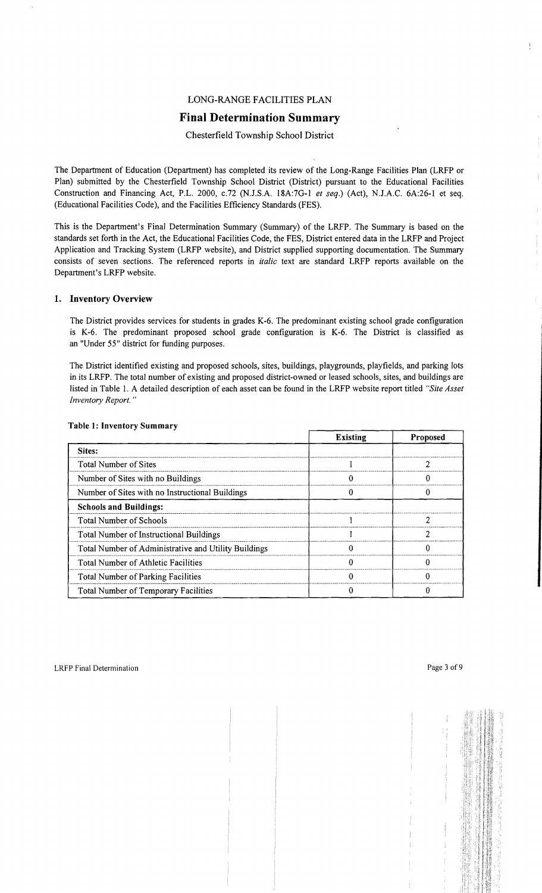LONG-RANGE FACILITIES PLAN

# Final Determination Summary

Chesterfield Township School District

The Department of Education (Department) has completed its review of the Long-Range Facilities Plan (LRFP or Plan) submitted by the Chesterfield Township School District (District) pursuant to the Educational Facilities Construction and Financing Act, P.L. 2000, c.72 (N.J.S.A. 18A:7G-1 *et seq.*) (Act), N.J.A.C. 6A:26-1 et seq. (Educational Facilities Code), and the Facilities Efficiency Standards (FES).

This is the Department's Final Determination Summary (Summary) of the LRFP. The Summary is based on the standards set forth in the Act, the Educational Facilities Code, the FES, District entered data in the LRFP and Project Application and Tracking System (LRFP website), and District supplied supporting documentation. The Summary consists of seven sections. The referenced reports in *italic* text are standard LRFP reports available on the Department's LRFP website.

## 1. Inventory Overview

The District provides services for students in grades K-6. The predominant existing school grade configuration is K-6. The predominant proposed school grade configuration is K-6. The District is classified as an "Under 55" district for funding purposes.

The District identified existing and proposed schools, sites, buildings, playgrounds, playfields, and parking lots in its LRFP. The total number of existing and proposed district-owned or leased schools, sites, and buildings are listed in Table 1. A detailed description of each asset can be found in the LRFP website report titled *"Site Asset Inventory Report."*

**Table 1: Inventory Summary**

| | Existing | Proposed |
|---|---|---|
| **Sites:** | | |
| Total Number of Sites | 1 | 2 |
| Number of Sites with no Buildings | 0 | 0 |
| Number of Sites with no Instructional Buildings | 0 | 0 |
| **Schools and Buildings:** | | |
| Total Number of Schools | 1 | 2 |
| Total Number of Instructional Buildings | 1 | 2 |
| Total Number of Administrative and Utility Buildings | 0 | 0 |
| Total Number of Athletic Facilities | 0 | 0 |
| Total Number of Parking Facilities | 0 | 0 |
| Total Number of Temporary Facilities | 0 | 0 |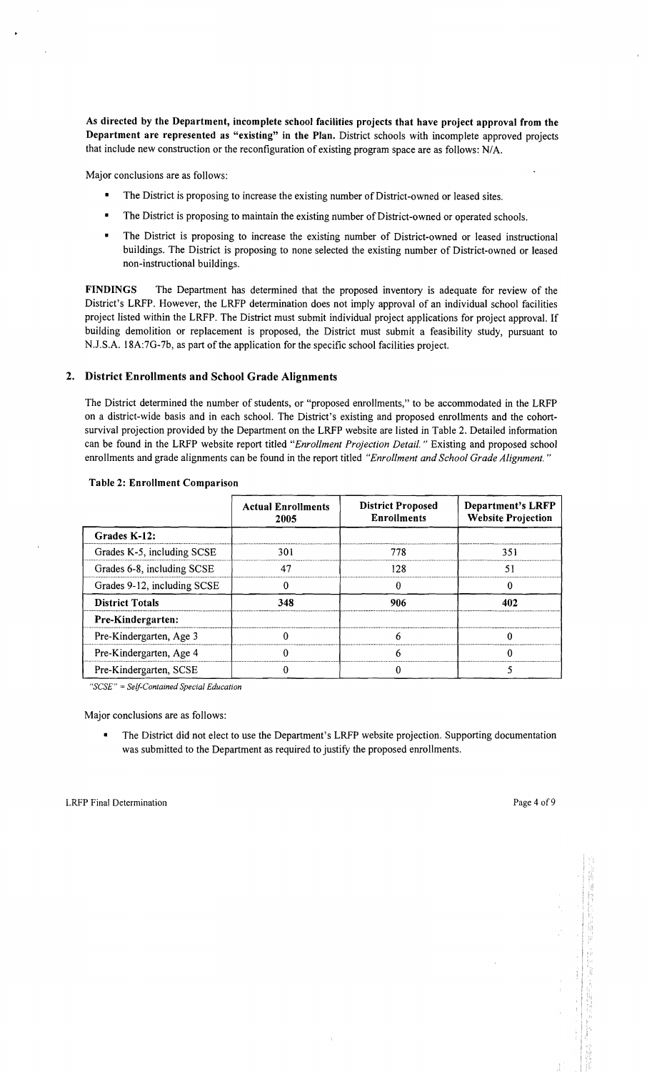**As directed by the Department, incomplete school facilities projects that have project approval from the Department are represented as "existing" in the Plan.** District schools with incomplete approved projects that include new construction or the reconfiguration of existing program space are as follows: N/A.

Major conclusions are as follows:

- The District is proposing to increase the existing number of District-owned or leased sites.
- The District is proposing to maintain the existing number of District-owned or operated schools.
- The District is proposing to increase the existing number of District-owned or leased instructional buildings. The District is proposing to none selected the existing number of District-owned or leased non-instructional buildings.

**FINDINGS** The Department has determined that the proposed inventory is adequate for review of the District's LRFP. However, the LRFP determination does not imply approval of an individual school facilities project listed within the LRFP. The District must submit individual project applications for project approval. If building demolition or replacement is proposed, the District must submit a feasibility study, pursuant to N.J.S.A. 18A:7G-7b, as part of the application for the specific school facilities project.

## 2. District Enrollments and School Grade Alignments

The District determined the number of students, or "proposed enrollments," to be accommodated in the LRFP on a district-wide basis and in each school. The District's existing and proposed enrollments and the cohort-survival projection provided by the Department on the LRFP website are listed in Table 2. Detailed information can be found in the LRFP website report titled *"Enrollment Projection Detail."* Existing and proposed school enrollments and grade alignments can be found in the report titled *"Enrollment and School Grade Alignment."*

**Table 2: Enrollment Comparison**

| | Actual Enrollments 2005 | District Proposed Enrollments | Department's LRFP Website Projection |
|---|---|---|---|
| **Grades K-12:** | | | |
| Grades K-5, including SCSE | 301 | 778 | 351 |
| Grades 6-8, including SCSE | 47 | 128 | 51 |
| Grades 9-12, including SCSE | 0 | 0 | 0 |
| **District Totals** | **348** | **906** | **402** |
| **Pre-Kindergarten:** | | | |
| Pre-Kindergarten, Age 3 | 0 | 6 | 0 |
| Pre-Kindergarten, Age 4 | 0 | 6 | 0 |
| Pre-Kindergarten, SCSE | 0 | 0 | 5 |

*"SCSE" = Self-Contained Special Education*

Major conclusions are as follows:

- The District did not elect to use the Department's LRFP website projection. Supporting documentation was submitted to the Department as required to justify the proposed enrollments.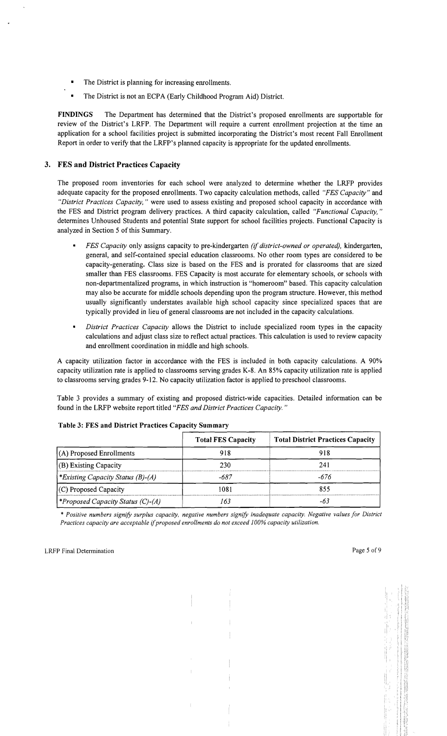- The District is planning for increasing enrollments.
- The District is not an ECPA (Early Childhood Program Aid) District.

**FINDINGS** The Department has determined that the District's proposed enrollments are supportable for review of the District's LRFP. The Department will require a current enrollment projection at the time an application for a school facilities project is submitted incorporating the District's most recent Fall Enrollment Report in order to verify that the LRFP's planned capacity is appropriate for the updated enrollments.

## 3. FES and District Practices Capacity

The proposed room inventories for each school were analyzed to determine whether the LRFP provides adequate capacity for the proposed enrollments. Two capacity calculation methods, called *"FES Capacity"* and *"District Practices Capacity,"* were used to assess existing and proposed school capacity in accordance with the FES and District program delivery practices. A third capacity calculation, called *"Functional Capacity,"* determines Unhoused Students and potential State support for school facilities projects. Functional Capacity is analyzed in Section 5 of this Summary.

- *FES Capacity* only assigns capacity to pre-kindergarten *(if district-owned or operated),* kindergarten, general, and self-contained special education classrooms. No other room types are considered to be capacity-generating. Class size is based on the FES and is prorated for classrooms that are sized smaller than FES classrooms. FES Capacity is most accurate for elementary schools, or schools with non-departmentalized programs, in which instruction is "homeroom" based. This capacity calculation may also be accurate for middle schools depending upon the program structure. However, this method usually significantly understates available high school capacity since specialized spaces that are typically provided in lieu of general classrooms are not included in the capacity calculations.
- *District Practices Capacity* allows the District to include specialized room types in the capacity calculations and adjust class size to reflect actual practices. This calculation is used to review capacity and enrollment coordination in middle and high schools.

A capacity utilization factor in accordance with the FES is included in both capacity calculations. A 90% capacity utilization rate is applied to classrooms serving grades K-8. An 85% capacity utilization rate is applied to classrooms serving grades 9-12. No capacity utilization factor is applied to preschool classrooms.

Table 3 provides a summary of existing and proposed district-wide capacities. Detailed information can be found in the LRFP website report titled *"FES and District Practices Capacity."*

**Table 3: FES and District Practices Capacity Summary**

| | Total FES Capacity | Total District Practices Capacity |
|---|---|---|
| (A) Proposed Enrollments | 918 | 918 |
| (B) Existing Capacity | 230 | 241 |
| *\*Existing Capacity Status (B)-(A)* | *-687* | *-676* |
| (C) Proposed Capacity | 1081 | 855 |
| *\*Proposed Capacity Status (C)-(A)* | *163* | *-63* |

*\* Positive numbers signify surplus capacity, negative numbers signify inadequate capacity. Negative values for District Practices capacity are acceptable if proposed enrollments do not exceed 100% capacity utilization.*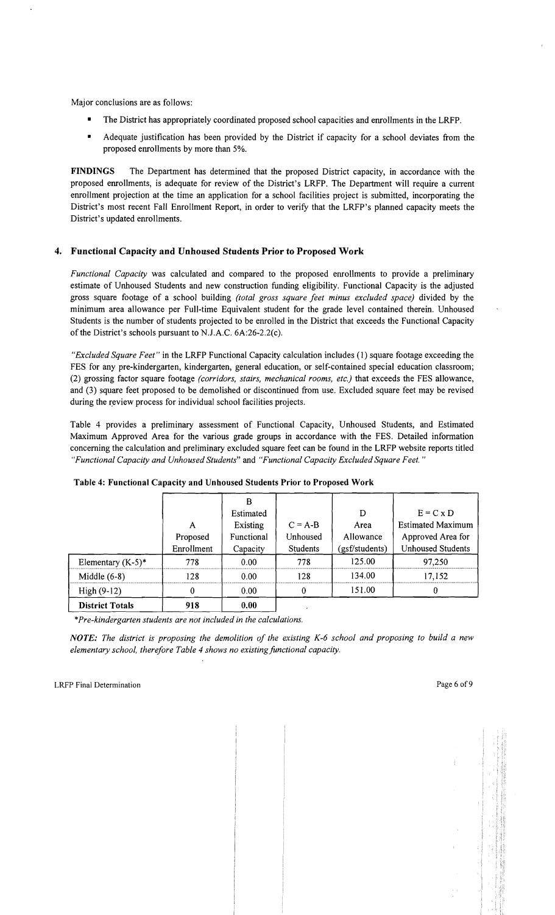Major conclusions are as follows:

- The District has appropriately coordinated proposed school capacities and enrollments in the LRFP.
- Adequate justification has been provided by the District if capacity for a school deviates from the proposed enrollments by more than 5%.

**FINDINGS** The Department has determined that the proposed District capacity, in accordance with the proposed enrollments, is adequate for review of the District's LRFP. The Department will require a current enrollment projection at the time an application for a school facilities project is submitted, incorporating the District's most recent Fall Enrollment Report, in order to verify that the LRFP's planned capacity meets the District's updated enrollments.

## 4. Functional Capacity and Unhoused Students Prior to Proposed Work

*Functional Capacity* was calculated and compared to the proposed enrollments to provide a preliminary estimate of Unhoused Students and new construction funding eligibility. Functional Capacity is the adjusted gross square footage of a school building *(total gross square feet minus excluded space)* divided by the minimum area allowance per Full-time Equivalent student for the grade level contained therein. Unhoused Students is the number of students projected to be enrolled in the District that exceeds the Functional Capacity of the District's schools pursuant to N.J.A.C. 6A:26-2.2(c).

*"Excluded Square Feet"* in the LRFP Functional Capacity calculation includes (1) square footage exceeding the FES for any pre-kindergarten, kindergarten, general education, or self-contained special education classroom; (2) grossing factor square footage *(corridors, stairs, mechanical rooms, etc.)* that exceeds the FES allowance, and (3) square feet proposed to be demolished or discontinued from use. Excluded square feet may be revised during the review process for individual school facilities projects.

Table 4 provides a preliminary assessment of Functional Capacity, Unhoused Students, and Estimated Maximum Approved Area for the various grade groups in accordance with the FES. Detailed information concerning the calculation and preliminary excluded square feet can be found in the LRFP website reports titled *"Functional Capacity and Unhoused Students"* and *"Functional Capacity Excluded Square Feet."*

**Table 4: Functional Capacity and Unhoused Students Prior to Proposed Work**

| | A Proposed Enrollment | B Estimated Existing Functional Capacity | C = A-B Unhoused Students | D Area Allowance (gsf/students) | E = C x D Estimated Maximum Approved Area for Unhoused Students |
|---|---|---|---|---|---|
| Elementary (K-5)* | 778 | 0.00 | 778 | 125.00 | 97,250 |
| Middle (6-8) | 128 | 0.00 | 128 | 134.00 | 17,152 |
| High (9-12) | 0 | 0.00 | 0 | 151.00 | 0 |
| **District Totals** | 918 | 0.00 | | | |

*\*Pre-kindergarten students are not included in the calculations.*

***NOTE:*** *The district is proposing the demolition of the existing K-6 school and proposing to build a new elementary school, therefore Table 4 shows no existing functional capacity.*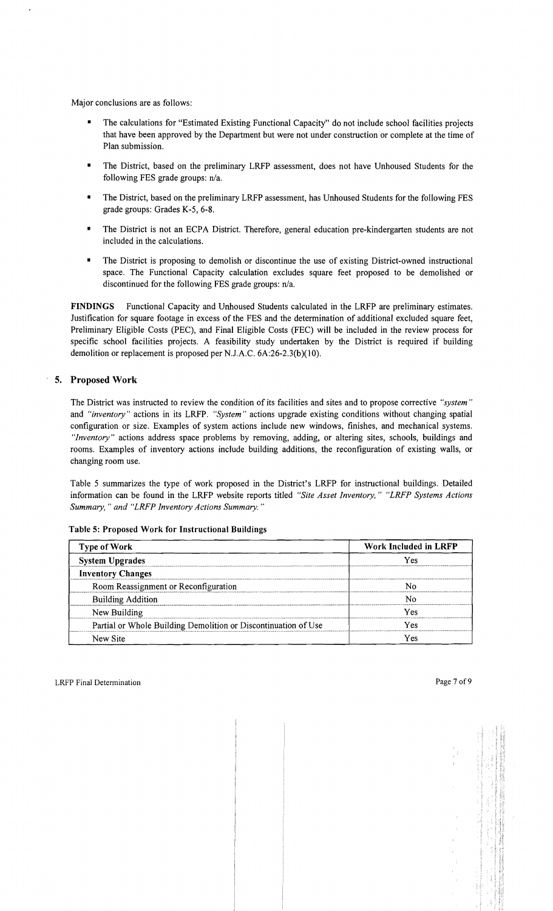Major conclusions are as follows:

- The calculations for "Estimated Existing Functional Capacity" do not include school facilities projects that have been approved by the Department but were not under construction or complete at the time of Plan submission.
- The District, based on the preliminary LRFP assessment, does not have Unhoused Students for the following FES grade groups: n/a.
- The District, based on the preliminary LRFP assessment, has Unhoused Students for the following FES grade groups: Grades K-5, 6-8.
- The District is not an ECPA District. Therefore, general education pre-kindergarten students are not included in the calculations.
- The District is proposing to demolish or discontinue the use of existing District-owned instructional space. The Functional Capacity calculation excludes square feet proposed to be demolished or discontinued for the following FES grade groups: n/a.

**FINDINGS** Functional Capacity and Unhoused Students calculated in the LRFP are preliminary estimates. Justification for square footage in excess of the FES and the determination of additional excluded square feet, Preliminary Eligible Costs (PEC), and Final Eligible Costs (FEC) will be included in the review process for specific school facilities projects. A feasibility study undertaken by the District is required if building demolition or replacement is proposed per N.J.A.C. 6A:26-2.3(b)(10).

## 5. Proposed Work

The District was instructed to review the condition of its facilities and sites and to propose corrective *"system"* and *"inventory"* actions in its LRFP. *"System"* actions upgrade existing conditions without changing spatial configuration or size. Examples of system actions include new windows, finishes, and mechanical systems. *"Inventory"* actions address space problems by removing, adding, or altering sites, schools, buildings and rooms. Examples of inventory actions include building additions, the reconfiguration of existing walls, or changing room use.

Table 5 summarizes the type of work proposed in the District's LRFP for instructional buildings. Detailed information can be found in the LRFP website reports titled *"Site Asset Inventory," "LRFP Systems Actions Summary,"* and *"LRFP Inventory Actions Summary."*

**Table 5: Proposed Work for Instructional Buildings**

| Type of Work | Work Included in LRFP |
|---|---|
| **System Upgrades** | Yes |
| **Inventory Changes** | |
| Room Reassignment or Reconfiguration | No |
| Building Addition | No |
| New Building | Yes |
| Partial or Whole Building Demolition or Discontinuation of Use | Yes |
| New Site | Yes |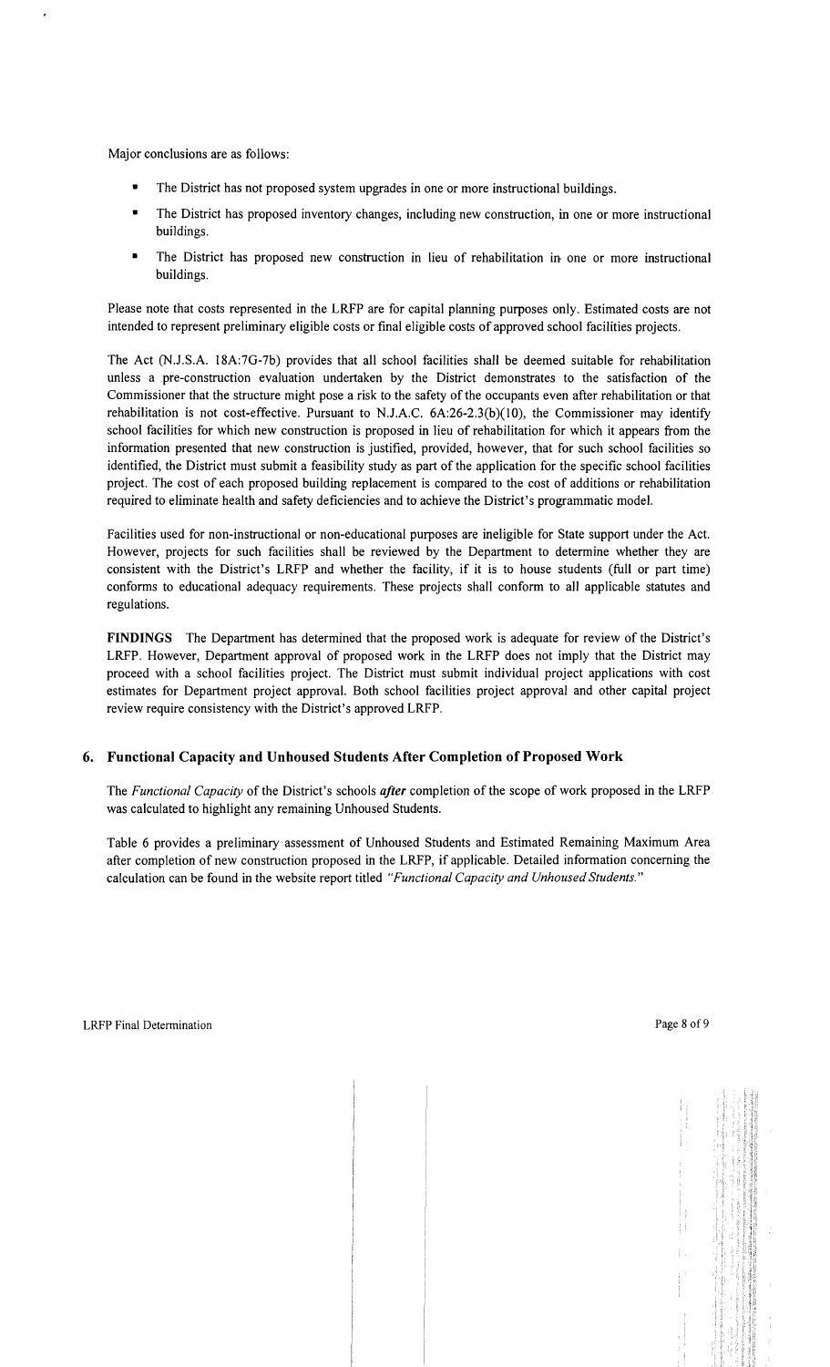Major conclusions are as follows:

- The District has not proposed system upgrades in one or more instructional buildings.
- The District has proposed inventory changes, including new construction, in one or more instructional buildings.
- The District has proposed new construction in lieu of rehabilitation in one or more instructional buildings.

Please note that costs represented in the LRFP are for capital planning purposes only. Estimated costs are not intended to represent preliminary eligible costs or final eligible costs of approved school facilities projects.

The Act (N.J.S.A. 18A:7G-7b) provides that all school facilities shall be deemed suitable for rehabilitation unless a pre-construction evaluation undertaken by the District demonstrates to the satisfaction of the Commissioner that the structure might pose a risk to the safety of the occupants even after rehabilitation or that rehabilitation is not cost-effective. Pursuant to N.J.A.C. 6A:26-2.3(b)(10), the Commissioner may identify school facilities for which new construction is proposed in lieu of rehabilitation for which it appears from the information presented that new construction is justified, provided, however, that for such school facilities so identified, the District must submit a feasibility study as part of the application for the specific school facilities project. The cost of each proposed building replacement is compared to the cost of additions or rehabilitation required to eliminate health and safety deficiencies and to achieve the District's programmatic model.

Facilities used for non-instructional or non-educational purposes are ineligible for State support under the Act. However, projects for such facilities shall be reviewed by the Department to determine whether they are consistent with the District's LRFP and whether the facility, if it is to house students (full or part time) conforms to educational adequacy requirements. These projects shall conform to all applicable statutes and regulations.

**FINDINGS** The Department has determined that the proposed work is adequate for review of the District's LRFP. However, Department approval of proposed work in the LRFP does not imply that the District may proceed with a school facilities project. The District must submit individual project applications with cost estimates for Department project approval. Both school facilities project approval and other capital project review require consistency with the District's approved LRFP.

## 6. Functional Capacity and Unhoused Students After Completion of Proposed Work

The *Functional Capacity* of the District's schools ***after*** completion of the scope of work proposed in the LRFP was calculated to highlight any remaining Unhoused Students.

Table 6 provides a preliminary assessment of Unhoused Students and Estimated Remaining Maximum Area after completion of new construction proposed in the LRFP, if applicable. Detailed information concerning the calculation can be found in the website report titled *"Functional Capacity and Unhoused Students."*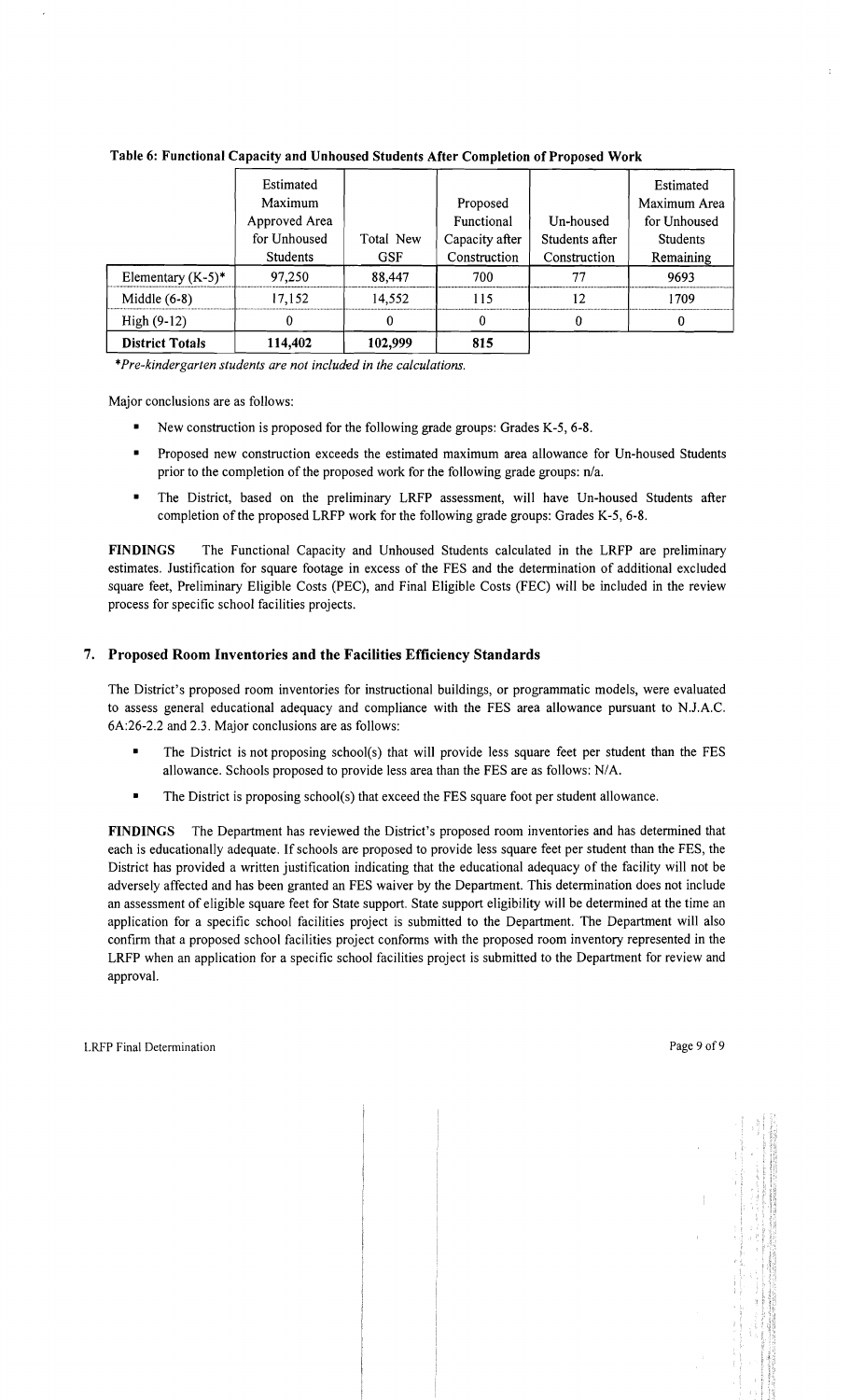**Table 6: Functional Capacity and Unhoused Students After Completion of Proposed Work**

| | Estimated Maximum Approved Area for Unhoused Students | Total New GSF | Proposed Functional Capacity after Construction | Un-housed Students after Construction | Estimated Maximum Area for Unhoused Students Remaining |
|---|---|---|---|---|---|
| Elementary (K-5)* | 97,250 | 88,447 | 700 | 77 | 9693 |
| Middle (6-8) | 17,152 | 14,552 | 115 | 12 | 1709 |
| High (9-12) | 0 | 0 | 0 | 0 | 0 |
| **District Totals** | **114,402** | **102,999** | **815** | | |

*\*Pre-kindergarten students are not included in the calculations.*

Major conclusions are as follows:

- New construction is proposed for the following grade groups: Grades K-5, 6-8.
- Proposed new construction exceeds the estimated maximum area allowance for Un-housed Students prior to the completion of the proposed work for the following grade groups: n/a.
- The District, based on the preliminary LRFP assessment, will have Un-housed Students after completion of the proposed LRFP work for the following grade groups: Grades K-5, 6-8.

**FINDINGS** The Functional Capacity and Unhoused Students calculated in the LRFP are preliminary estimates. Justification for square footage in excess of the FES and the determination of additional excluded square feet, Preliminary Eligible Costs (PEC), and Final Eligible Costs (FEC) will be included in the review process for specific school facilities projects.

## 7. Proposed Room Inventories and the Facilities Efficiency Standards

The District's proposed room inventories for instructional buildings, or programmatic models, were evaluated to assess general educational adequacy and compliance with the FES area allowance pursuant to N.J.A.C. 6A:26-2.2 and 2.3. Major conclusions are as follows:

- The District is not proposing school(s) that will provide less square feet per student than the FES allowance. Schools proposed to provide less area than the FES are as follows: N/A.
- The District is proposing school(s) that exceed the FES square foot per student allowance.

**FINDINGS** The Department has reviewed the District's proposed room inventories and has determined that each is educationally adequate. If schools are proposed to provide less square feet per student than the FES, the District has provided a written justification indicating that the educational adequacy of the facility will not be adversely affected and has been granted an FES waiver by the Department. This determination does not include an assessment of eligible square feet for State support. State support eligibility will be determined at the time an application for a specific school facilities project is submitted to the Department. The Department will also confirm that a proposed school facilities project conforms with the proposed room inventory represented in the LRFP when an application for a specific school facilities project is submitted to the Department for review and approval.